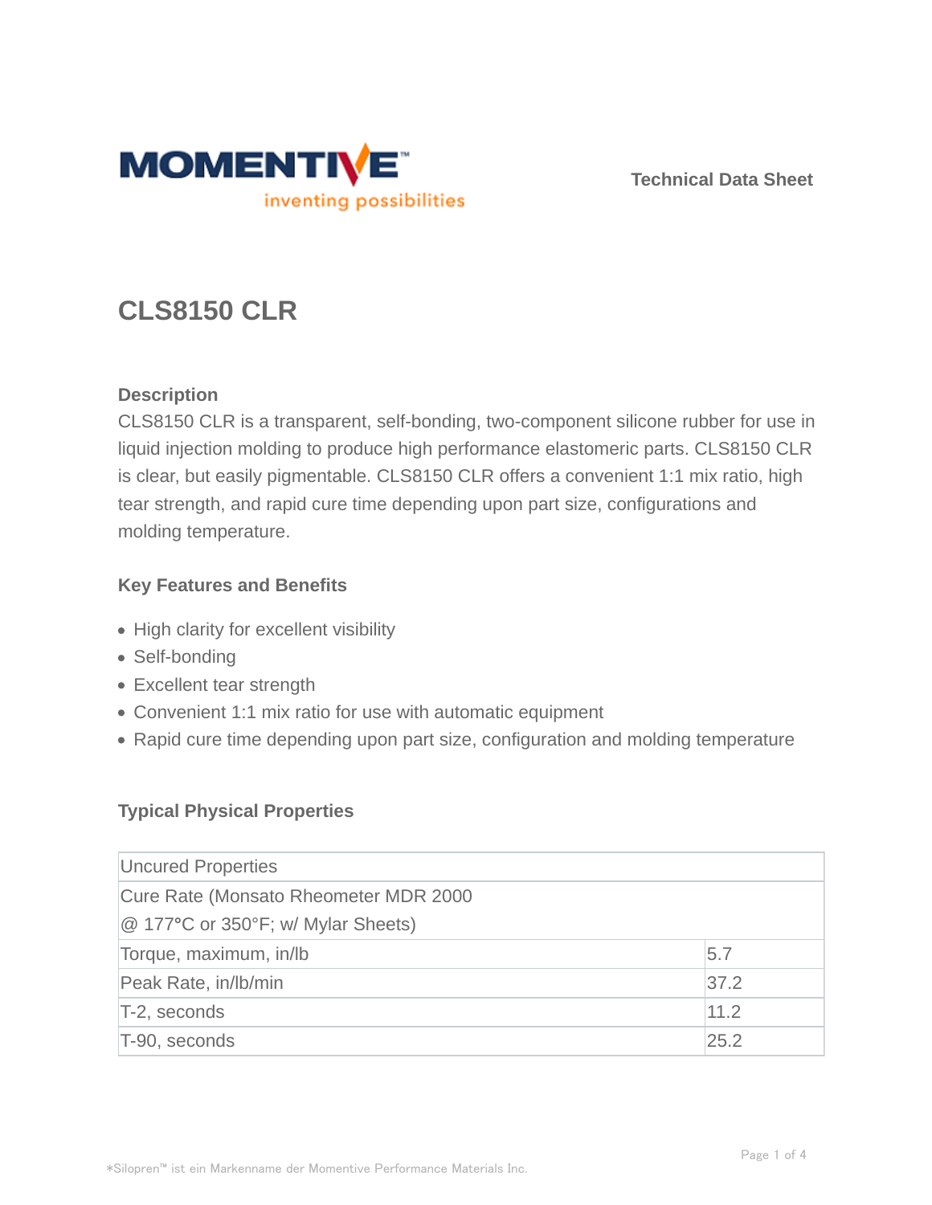Technical Data Sheet

# CLS8150 CLR

## Description

CLS8150 CLR is a transparent, self-bonding, two-component silicone rubber for use in liquid injection molding to produce high performance elastomeric parts. CLS8150 CLR is clear, but easily pigmentable. CLS8150 CLR offers a convenient 1:1 mix ratio, high tear strength, and rapid cure time depending upon part size, configurations and molding temperature.

## Key Features and Benefits

- High clarity for excellent visibility
- Self-bonding
- Excellent tear strength
- Convenient 1:1 mix ratio for use with automatic equipment
- Rapid cure time depending upon part size, configuration and molding temperature

## Typical Physical Properties

| Uncured Properties | |
|---|---|
| Cure Rate (Monsato Rheometer MDR 2000 @ 177°C or 350°F; w/ Mylar Sheets) | |
| Torque, maximum, in/lb | 5.7 |
| Peak Rate, in/lb/min | 37.2 |
| T-2, seconds | 11.2 |
| T-90, seconds | 25.2 |

*Silopren™ ist ein Markenname der Momentive Performance Materials Inc.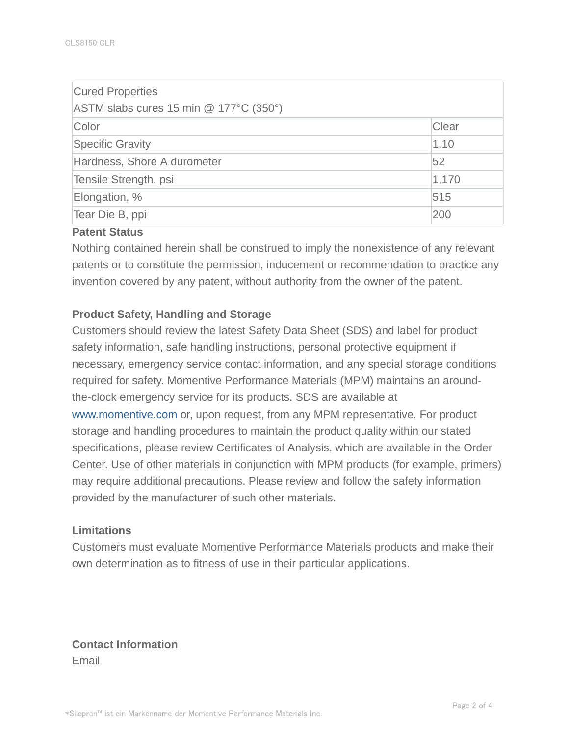| Cured Properties<br>ASTM slabs cures 15 min @ 177°C (350°) | |
|---|---|
| Color | Clear |
| Specific Gravity | 1.10 |
| Hardness, Shore A durometer | 52 |
| Tensile Strength, psi | 1,170 |
| Elongation, % | 515 |
| Tear Die B, ppi | 200 |

### Patent Status

Nothing contained herein shall be construed to imply the nonexistence of any relevant patents or to constitute the permission, inducement or recommendation to practice any invention covered by any patent, without authority from the owner of the patent.

### Product Safety, Handling and Storage

Customers should review the latest Safety Data Sheet (SDS) and label for product safety information, safe handling instructions, personal protective equipment if necessary, emergency service contact information, and any special storage conditions required for safety. Momentive Performance Materials (MPM) maintains an around-the-clock emergency service for its products. SDS are available at www.momentive.com or, upon request, from any MPM representative. For product storage and handling procedures to maintain the product quality within our stated specifications, please review Certificates of Analysis, which are available in the Order Center. Use of other materials in conjunction with MPM products (for example, primers) may require additional precautions. Please review and follow the safety information provided by the manufacturer of such other materials.

### Limitations

Customers must evaluate Momentive Performance Materials products and make their own determination as to fitness of use in their particular applications.

### Contact Information

Email

*Silopren™ ist ein Markenname der Momentive Performance Materials Inc.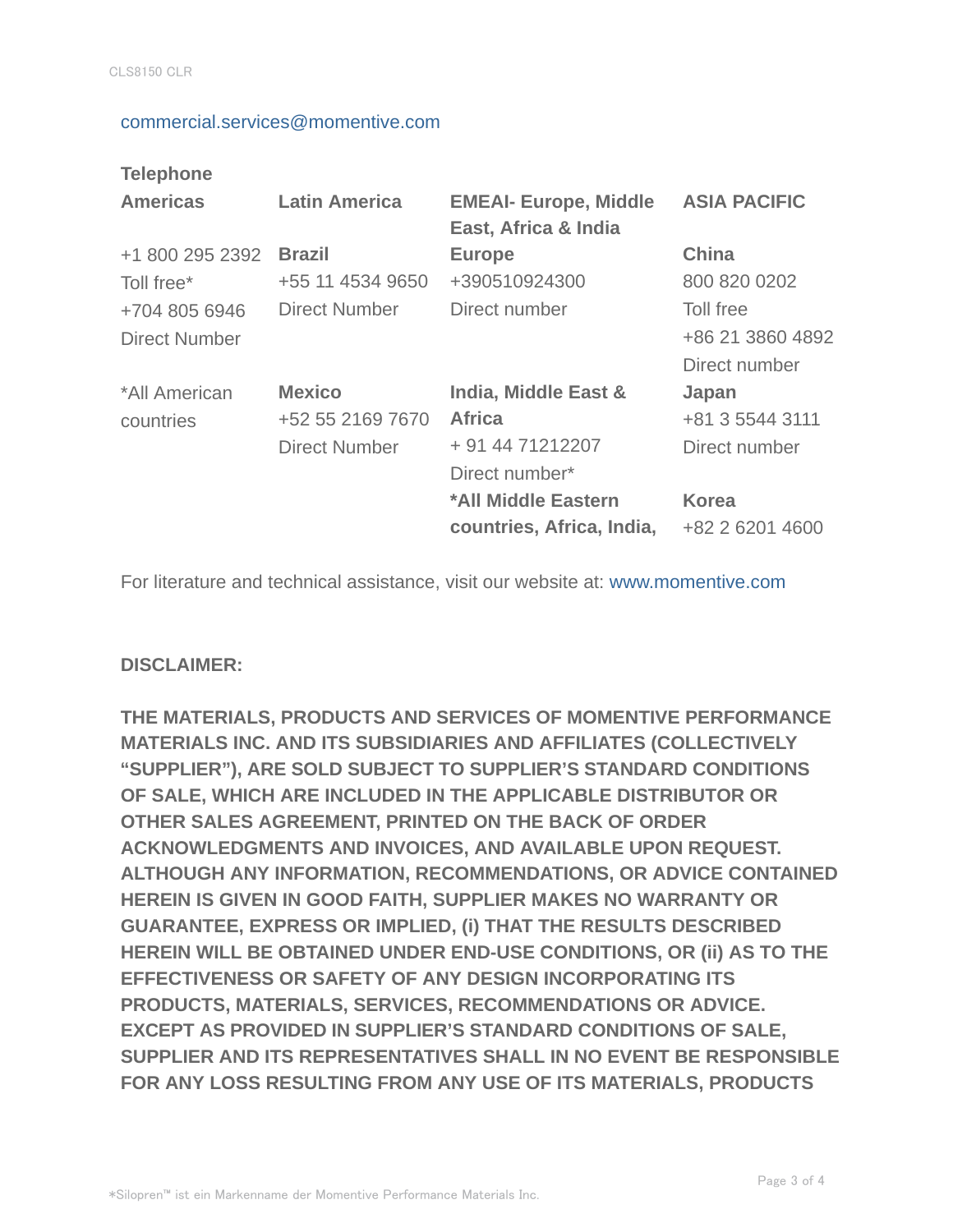commercial.services@momentive.com

**Telephone**

| **Americas** | **Latin America** | **EMEAI- Europe, Middle East, Africa & India** | **ASIA PACIFIC** |
|---|---|---|---|
| +1 800 295 2392 Toll free* +704 805 6946 Direct Number | **Brazil** +55 11 4534 9650 Direct Number | **Europe** +390510924300 Direct number | **China** 800 820 0202 Toll free +86 21 3860 4892 Direct number |
| *All American countries | **Mexico** +52 55 2169 7670 Direct Number | **India, Middle East & Africa** + 91 44 71212207 Direct number* | **Japan** +81 3 5544 3111 Direct number |
| | | ***All Middle Eastern countries, Africa, India,** | **Korea** +82 2 6201 4600 |

For literature and technical assistance, visit our website at: www.momentive.com

**DISCLAIMER:**

**THE MATERIALS, PRODUCTS AND SERVICES OF MOMENTIVE PERFORMANCE MATERIALS INC. AND ITS SUBSIDIARIES AND AFFILIATES (COLLECTIVELY “SUPPLIER”), ARE SOLD SUBJECT TO SUPPLIER’S STANDARD CONDITIONS OF SALE, WHICH ARE INCLUDED IN THE APPLICABLE DISTRIBUTOR OR OTHER SALES AGREEMENT, PRINTED ON THE BACK OF ORDER ACKNOWLEDGMENTS AND INVOICES, AND AVAILABLE UPON REQUEST. ALTHOUGH ANY INFORMATION, RECOMMENDATIONS, OR ADVICE CONTAINED HEREIN IS GIVEN IN GOOD FAITH, SUPPLIER MAKES NO WARRANTY OR GUARANTEE, EXPRESS OR IMPLIED, (i) THAT THE RESULTS DESCRIBED HEREIN WILL BE OBTAINED UNDER END-USE CONDITIONS, OR (ii) AS TO THE EFFECTIVENESS OR SAFETY OF ANY DESIGN INCORPORATING ITS PRODUCTS, MATERIALS, SERVICES, RECOMMENDATIONS OR ADVICE. EXCEPT AS PROVIDED IN SUPPLIER’S STANDARD CONDITIONS OF SALE, SUPPLIER AND ITS REPRESENTATIVES SHALL IN NO EVENT BE RESPONSIBLE FOR ANY LOSS RESULTING FROM ANY USE OF ITS MATERIALS, PRODUCTS**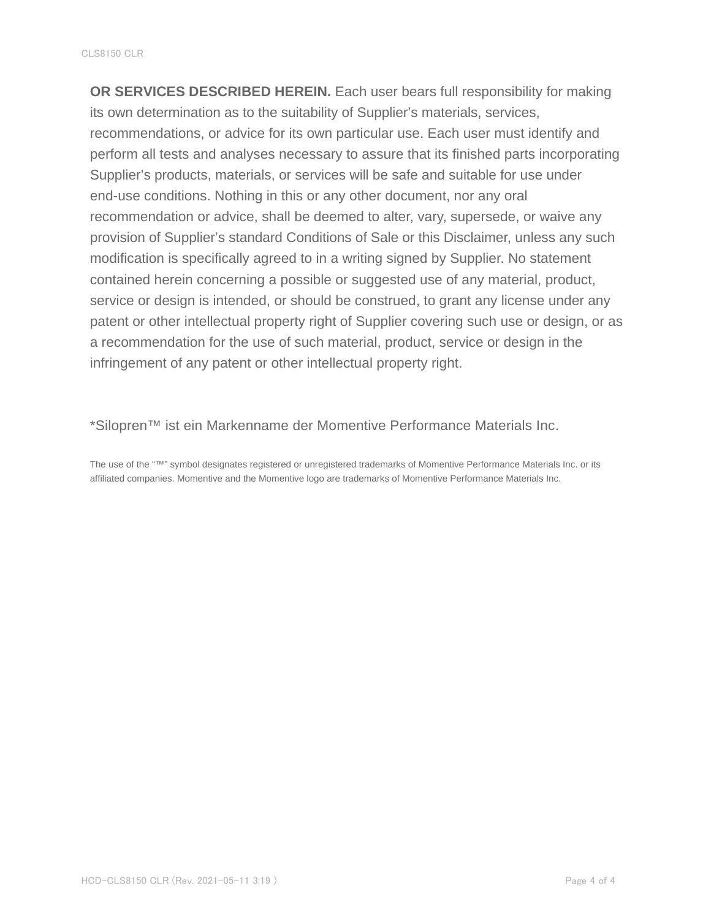**OR SERVICES DESCRIBED HEREIN.** Each user bears full responsibility for making its own determination as to the suitability of Supplier's materials, services, recommendations, or advice for its own particular use. Each user must identify and perform all tests and analyses necessary to assure that its finished parts incorporating Supplier's products, materials, or services will be safe and suitable for use under end-use conditions. Nothing in this or any other document, nor any oral recommendation or advice, shall be deemed to alter, vary, supersede, or waive any provision of Supplier's standard Conditions of Sale or this Disclaimer, unless any such modification is specifically agreed to in a writing signed by Supplier. No statement contained herein concerning a possible or suggested use of any material, product, service or design is intended, or should be construed, to grant any license under any patent or other intellectual property right of Supplier covering such use or design, or as a recommendation for the use of such material, product, service or design in the infringement of any patent or other intellectual property right.

*Silopren™ ist ein Markenname der Momentive Performance Materials Inc.

The use of the "™" symbol designates registered or unregistered trademarks of Momentive Performance Materials Inc. or its affiliated companies. Momentive and the Momentive logo are trademarks of Momentive Performance Materials Inc.